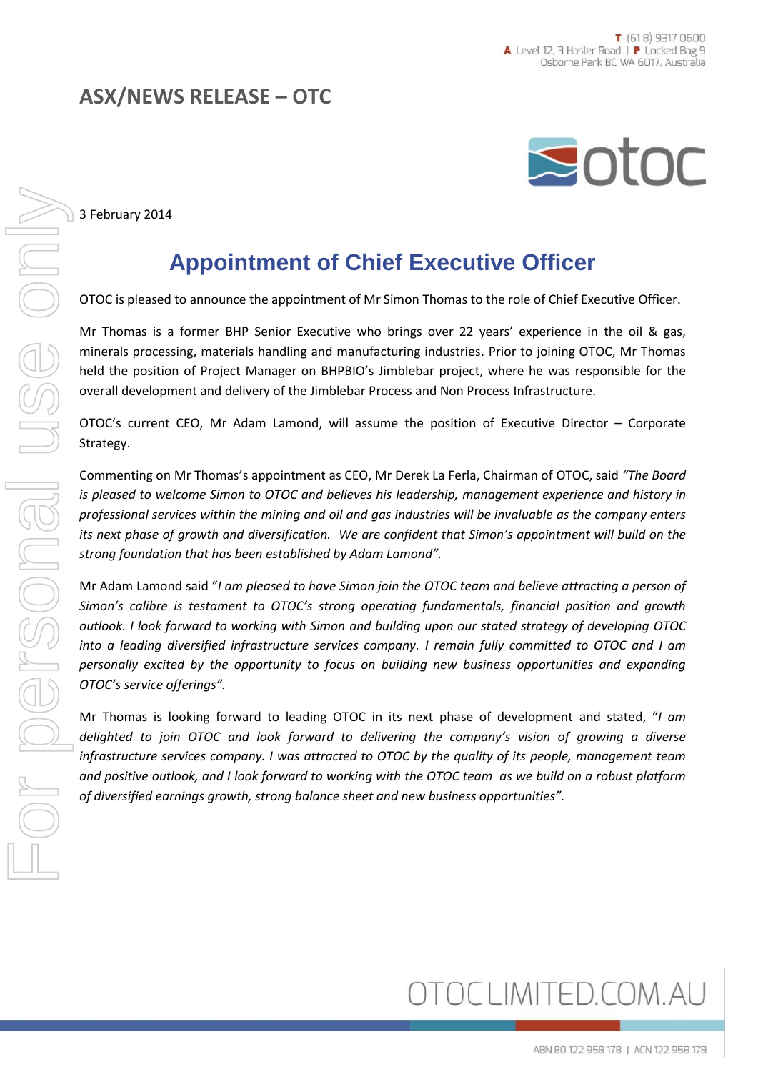T (61 8) 9317 0600
A Level 12, 3 Hasler Road | P Locked Bag 9
Osborne Park BC WA 6017, Australia

## ASX/NEWS RELEASE – OTC

3 February 2014

# Appointment of Chief Executive Officer

OTOC is pleased to announce the appointment of Mr Simon Thomas to the role of Chief Executive Officer.

Mr Thomas is a former BHP Senior Executive who brings over 22 years' experience in the oil & gas, minerals processing, materials handling and manufacturing industries. Prior to joining OTOC, Mr Thomas held the position of Project Manager on BHPBIO's Jimblebar project, where he was responsible for the overall development and delivery of the Jimblebar Process and Non Process Infrastructure.

OTOC's current CEO, Mr Adam Lamond, will assume the position of Executive Director – Corporate Strategy.

Commenting on Mr Thomas's appointment as CEO, Mr Derek La Ferla, Chairman of OTOC, said *"The Board is pleased to welcome Simon to OTOC and believes his leadership, management experience and history in professional services within the mining and oil and gas industries will be invaluable as the company enters its next phase of growth and diversification. We are confident that Simon's appointment will build on the strong foundation that has been established by Adam Lamond".*

Mr Adam Lamond said "*I am pleased to have Simon join the OTOC team and believe attracting a person of Simon's calibre is testament to OTOC's strong operating fundamentals, financial position and growth outlook. I look forward to working with Simon and building upon our stated strategy of developing OTOC into a leading diversified infrastructure services company. I remain fully committed to OTOC and I am personally excited by the opportunity to focus on building new business opportunities and expanding OTOC's service offerings".*

Mr Thomas is looking forward to leading OTOC in its next phase of development and stated, "*I am delighted to join OTOC and look forward to delivering the company's vision of growing a diverse infrastructure services company. I was attracted to OTOC by the quality of its people, management team and positive outlook, and I look forward to working with the OTOC team as we build on a robust platform of diversified earnings growth, strong balance sheet and new business opportunities".*

OTOCLIMITED.COM.AU

ABN 80 122 958 178 | ACN 122 958 178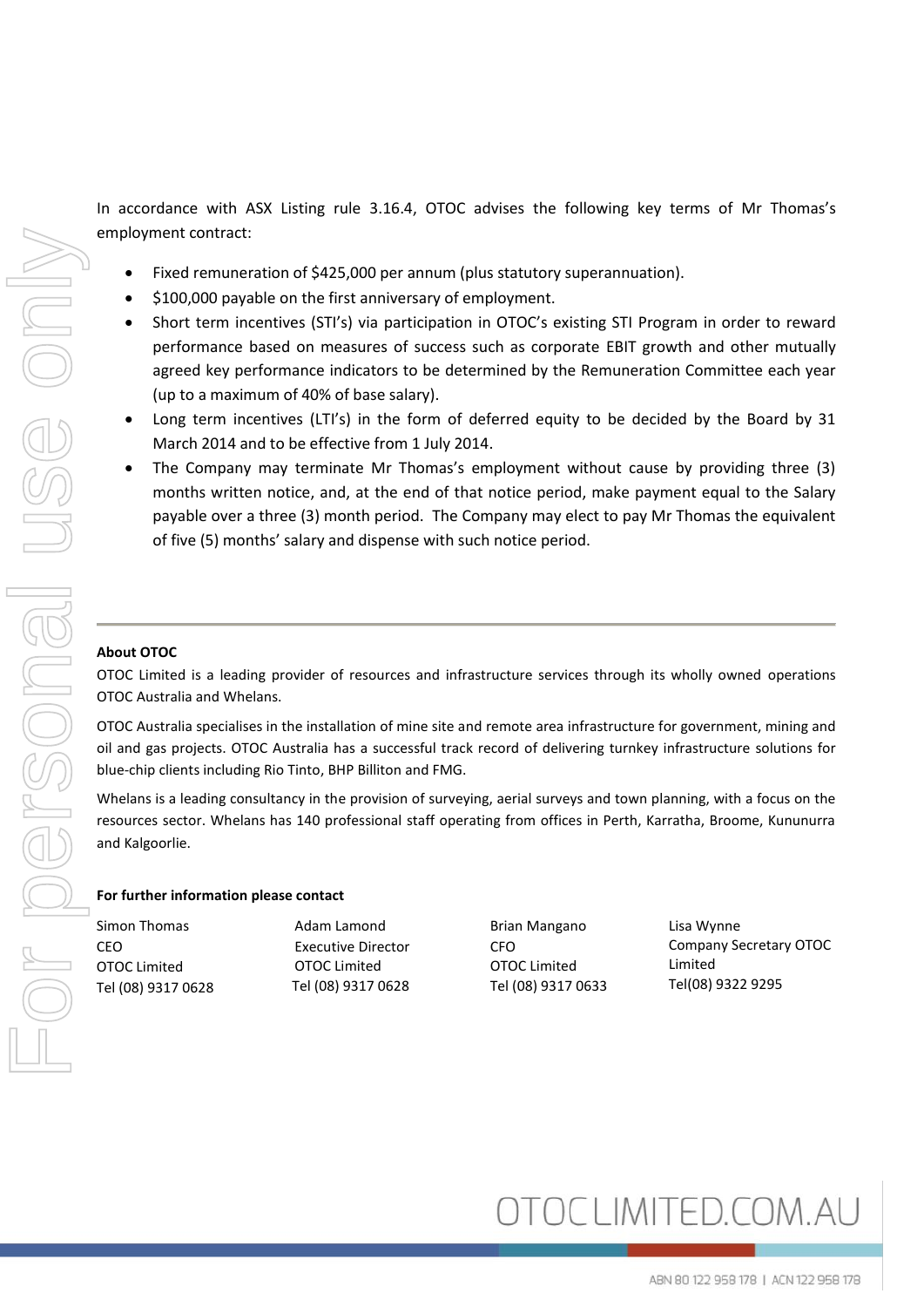In accordance with ASX Listing rule 3.16.4, OTOC advises the following key terms of Mr Thomas's employment contract:

- Fixed remuneration of $425,000 per annum (plus statutory superannuation).
- $100,000 payable on the first anniversary of employment.
- Short term incentives (STI's) via participation in OTOC's existing STI Program in order to reward performance based on measures of success such as corporate EBIT growth and other mutually agreed key performance indicators to be determined by the Remuneration Committee each year (up to a maximum of 40% of base salary).
- Long term incentives (LTI's) in the form of deferred equity to be decided by the Board by 31 March 2014 and to be effective from 1 July 2014.
- The Company may terminate Mr Thomas's employment without cause by providing three (3) months written notice, and, at the end of that notice period, make payment equal to the Salary payable over a three (3) month period. The Company may elect to pay Mr Thomas the equivalent of five (5) months' salary and dispense with such notice period.

---

**About OTOC**

OTOC Limited is a leading provider of resources and infrastructure services through its wholly owned operations OTOC Australia and Whelans.

OTOC Australia specialises in the installation of mine site and remote area infrastructure for government, mining and oil and gas projects. OTOC Australia has a successful track record of delivering turnkey infrastructure solutions for blue-chip clients including Rio Tinto, BHP Billiton and FMG.

Whelans is a leading consultancy in the provision of surveying, aerial surveys and town planning, with a focus on the resources sector. Whelans has 140 professional staff operating from offices in Perth, Karratha, Broome, Kununurra and Kalgoorlie.

**For further information please contact**

Simon Thomas
CEO
OTOC Limited
Tel (08) 9317 0628

Adam Lamond
Executive Director
OTOC Limited
Tel (08) 9317 0628

Brian Mangano
CFO
OTOC Limited
Tel (08) 9317 0633

Lisa Wynne
Company Secretary OTOC Limited
Tel(08) 9322 9295

OTOCLIMITED.COM.AU

ABN 80 122 958 178 | ACN 122 958 178